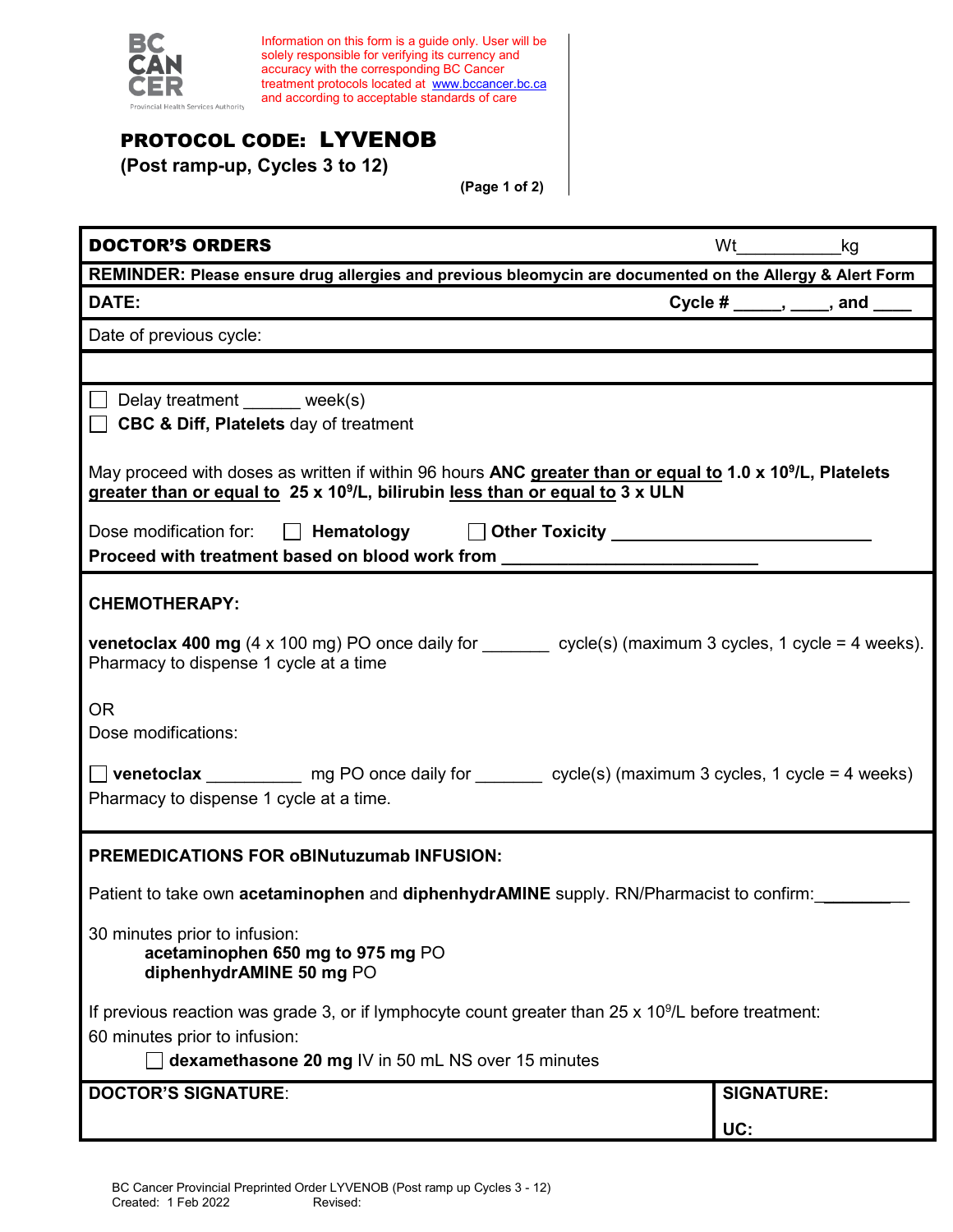BC CANCER
Provincial Health Services Authority

Information on this form is a guide only. User will be solely responsible for verifying its currency and accuracy with the corresponding BC Cancer treatment protocols located at www.bccancer.bc.ca and according to acceptable standards of care

## PROTOCOL CODE: LYVENOB

**(Post ramp-up, Cycles 3 to 12)**

**DOCTOR'S ORDERS** Wt___________kg

**REMINDER: Please ensure drug allergies and previous bleomycin are documented on the Allergy & Alert Form**

**DATE:** **Cycle # _____, ____, and ____**

Date of previous cycle:

☐ Delay treatment ______ week(s)
☐ **CBC & Diff, Platelets** day of treatment

May proceed with doses as written if within 96 hours **ANC greater than or equal to 1.0 x $10^9$/L, Platelets greater than or equal to 25 x $10^9$/L, bilirubin less than or equal to 3 x ULN**

Dose modification for: ☐ **Hematology** ☐ **Other Toxicity** ___________________________
**Proceed with treatment based on blood work from** ___________________________

**CHEMOTHERAPY:**

**venetoclax 400 mg** (4 x 100 mg) PO once daily for _______ cycle(s) (maximum 3 cycles, 1 cycle = 4 weeks).
Pharmacy to dispense 1 cycle at a time

OR
Dose modifications:

☐ **venetoclax** __________ mg PO once daily for _______ cycle(s) (maximum 3 cycles, 1 cycle = 4 weeks)
Pharmacy to dispense 1 cycle at a time.

**PREMEDICATIONS FOR oBINutuzumab INFUSION:**

Patient to take own **acetaminophen** and **diphenhydrAMINE** supply. RN/Pharmacist to confirm:__________

30 minutes prior to infusion:
**acetaminophen 650 mg to 975 mg** PO
**diphenhydrAMINE 50 mg** PO

If previous reaction was grade 3, or if lymphocyte count greater than 25 x $10^9$/L before treatment:
60 minutes prior to infusion:
☐ **dexamethasone 20 mg** IV in 50 mL NS over 15 minutes

| **DOCTOR'S SIGNATURE**: | **SIGNATURE:** <br> **UC:** |
| --- | --- |

BC Cancer Provincial Preprinted Order LYVENOB (Post ramp up Cycles 3 - 12)
Created: 1 Feb 2022 Revised: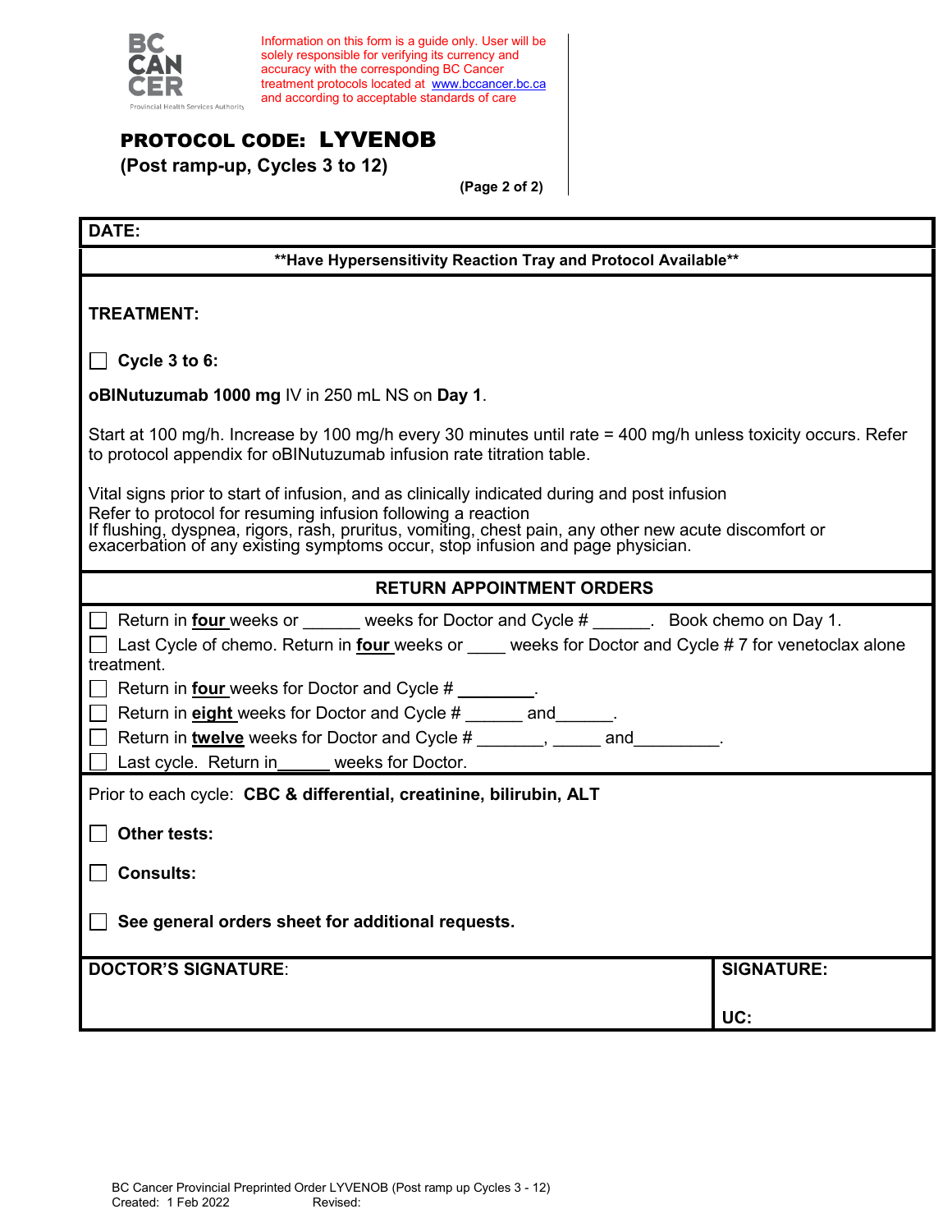Information on this form is a guide only. User will be solely responsible for verifying its currency and accuracy with the corresponding BC Cancer treatment protocols located at www.bccancer.bc.ca and according to acceptable standards of care

# PROTOCOL CODE: LYVENOB

**(Post ramp-up, Cycles 3 to 12)**

**DATE:**

**\*\*Have Hypersensitivity Reaction Tray and Protocol Available\*\***

**TREATMENT:**

☐ **Cycle 3 to 6:**

**oBINutuzumab 1000 mg** IV in 250 mL NS on **Day 1**.

Start at 100 mg/h. Increase by 100 mg/h every 30 minutes until rate = 400 mg/h unless toxicity occurs. Refer to protocol appendix for oBINutuzumab infusion rate titration table.

Vital signs prior to start of infusion, and as clinically indicated during and post infusion
Refer to protocol for resuming infusion following a reaction
If flushing, dyspnea, rigors, rash, pruritus, vomiting, chest pain, any other new acute discomfort or exacerbation of any existing symptoms occur, stop infusion and page physician.

**RETURN APPOINTMENT ORDERS**

☐ Return in **four** weeks or ______ weeks for Doctor and Cycle # ______. Book chemo on Day 1.

☐ Last Cycle of chemo. Return in **four** weeks or ____ weeks for Doctor and Cycle # 7 for venetoclax alone treatment.

☐ Return in **four** weeks for Doctor and Cycle # ________.

☐ Return in **eight** weeks for Doctor and Cycle # ______ and______.

☐ Return in **twelve** weeks for Doctor and Cycle # _______, _____ and_________.

☐ Last cycle. Return in______ weeks for Doctor.

Prior to each cycle: **CBC & differential, creatinine, bilirubin, ALT**

☐ **Other tests:**

☐ **Consults:**

☐ **See general orders sheet for additional requests.**

| **DOCTOR'S SIGNATURE:** | **SIGNATURE:** <br> **UC:** |
|---|---|

BC Cancer Provincial Preprinted Order LYVENOB (Post ramp up Cycles 3 - 12)
Created: 1 Feb 2022 Revised: